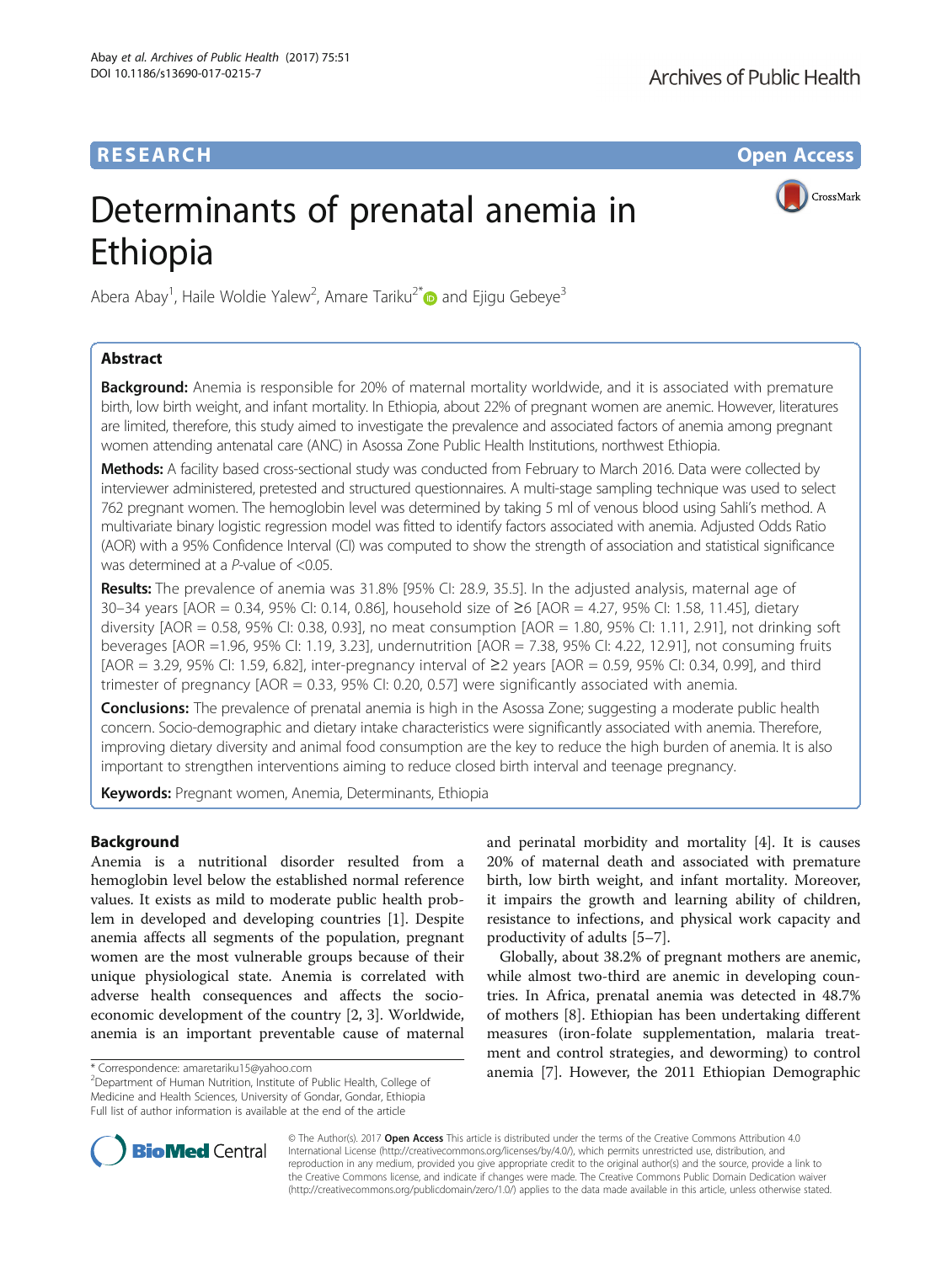RESEARCH Open Access

# Determinants of prenatal anemia in Ethiopia

Abera Abay[1], Haile Woldie Yalew[2], Amare Tariku[2*] and Ejigu Gebeye[3]

## Abstract

**Background:** Anemia is responsible for 20% of maternal mortality worldwide, and it is associated with premature birth, low birth weight, and infant mortality. In Ethiopia, about 22% of pregnant women are anemic. However, literatures are limited, therefore, this study aimed to investigate the prevalence and associated factors of anemia among pregnant women attending antenatal care (ANC) in Asossa Zone Public Health Institutions, northwest Ethiopia.

**Methods:** A facility based cross-sectional study was conducted from February to March 2016. Data were collected by interviewer administered, pretested and structured questionnaires. A multi-stage sampling technique was used to select 762 pregnant women. The hemoglobin level was determined by taking 5 ml of venous blood using Sahli's method. A multivariate binary logistic regression model was fitted to identify factors associated with anemia. Adjusted Odds Ratio (AOR) with a 95% Confidence Interval (CI) was computed to show the strength of association and statistical significance was determined at a $P$-value of $<0.05$.

**Results:** The prevalence of anemia was 31.8% [95% CI: 28.9, 35.5]. In the adjusted analysis, maternal age of 30–34 years [AOR = 0.34, 95% CI: 0.14, 0.86], household size of ≥6 [AOR = 4.27, 95% CI: 1.58, 11.45], dietary diversity [AOR = 0.58, 95% CI: 0.38, 0.93], no meat consumption [AOR = 1.80, 95% CI: 1.11, 2.91], not drinking soft beverages [AOR =1.96, 95% CI: 1.19, 3.23], undernutrition [AOR = 7.38, 95% CI: 4.22, 12.91], not consuming fruits [AOR = 3.29, 95% CI: 1.59, 6.82], inter-pregnancy interval of ≥2 years [AOR = 0.59, 95% CI: 0.34, 0.99], and third trimester of pregnancy [AOR = 0.33, 95% CI: 0.20, 0.57] were significantly associated with anemia.

**Conclusions:** The prevalence of prenatal anemia is high in the Asossa Zone; suggesting a moderate public health concern. Socio-demographic and dietary intake characteristics were significantly associated with anemia. Therefore, improving dietary diversity and animal food consumption are the key to reduce the high burden of anemia. It is also important to strengthen interventions aiming to reduce closed birth interval and teenage pregnancy.

**Keywords:** Pregnant women, Anemia, Determinants, Ethiopia

## Background

Anemia is a nutritional disorder resulted from a hemoglobin level below the established normal reference values. It exists as mild to moderate public health problem in developed and developing countries [1]. Despite anemia affects all segments of the population, pregnant women are the most vulnerable groups because of their unique physiological state. Anemia is correlated with adverse health consequences and affects the socio-economic development of the country [2, 3]. Worldwide, anemia is an important preventable cause of maternal and perinatal morbidity and mortality [4]. It is causes 20% of maternal death and associated with premature birth, low birth weight, and infant mortality. Moreover, it impairs the growth and learning ability of children, resistance to infections, and physical work capacity and productivity of adults [5–7].

Globally, about 38.2% of pregnant mothers are anemic, while almost two-third are anemic in developing countries. In Africa, prenatal anemia was detected in 48.7% of mothers [8]. Ethiopian has been undertaking different measures (iron-folate supplementation, malaria treatment and control strategies, and deworming) to control anemia [7]. However, the 2011 Ethiopian Demographic

\* Correspondence: amaretariku15@yahoo.com
[2]Department of Human Nutrition, Institute of Public Health, College of Medicine and Health Sciences, University of Gondar, Gondar, Ethiopia
Full list of author information is available at the end of the article

© The Author(s). 2017 **Open Access** This article is distributed under the terms of the Creative Commons Attribution 4.0 International License (http://creativecommons.org/licenses/by/4.0/), which permits unrestricted use, distribution, and reproduction in any medium, provided you give appropriate credit to the original author(s) and the source, provide a link to the Creative Commons license, and indicate if changes were made. The Creative Commons Public Domain Dedication waiver (http://creativecommons.org/publicdomain/zero/1.0/) applies to the data made available in this article, unless otherwise stated.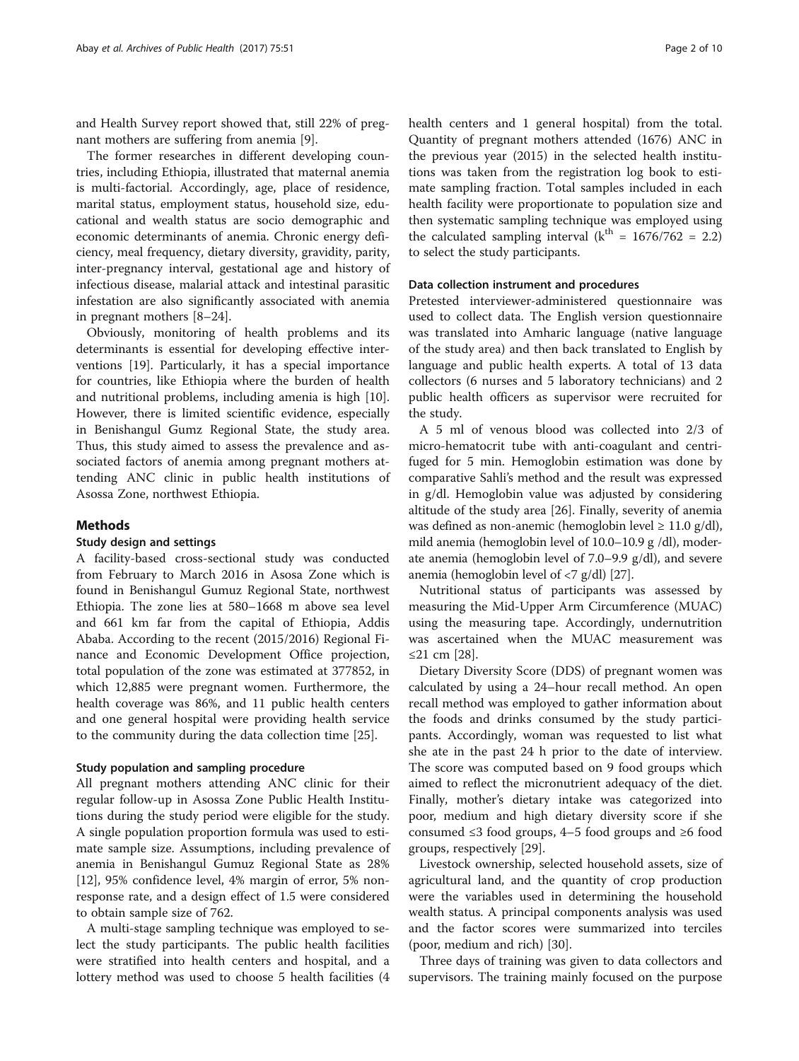and Health Survey report showed that, still 22% of pregnant mothers are suffering from anemia [9].

The former researches in different developing countries, including Ethiopia, illustrated that maternal anemia is multi-factorial. Accordingly, age, place of residence, marital status, employment status, household size, educational and wealth status are socio demographic and economic determinants of anemia. Chronic energy deficiency, meal frequency, dietary diversity, gravidity, parity, inter-pregnancy interval, gestational age and history of infectious disease, malarial attack and intestinal parasitic infestation are also significantly associated with anemia in pregnant mothers [8–24].

Obviously, monitoring of health problems and its determinants is essential for developing effective interventions [19]. Particularly, it has a special importance for countries, like Ethiopia where the burden of health and nutritional problems, including amenia is high [10]. However, there is limited scientific evidence, especially in Benishangul Gumz Regional State, the study area. Thus, this study aimed to assess the prevalence and associated factors of anemia among pregnant mothers attending ANC clinic in public health institutions of Asossa Zone, northwest Ethiopia.

## Methods

### Study design and settings

A facility-based cross-sectional study was conducted from February to March 2016 in Asosa Zone which is found in Benishangul Gumuz Regional State, northwest Ethiopia. The zone lies at 580–1668 m above sea level and 661 km far from the capital of Ethiopia, Addis Ababa. According to the recent (2015/2016) Regional Finance and Economic Development Office projection, total population of the zone was estimated at 377852, in which 12,885 were pregnant women. Furthermore, the health coverage was 86%, and 11 public health centers and one general hospital were providing health service to the community during the data collection time [25].

### Study population and sampling procedure

All pregnant mothers attending ANC clinic for their regular follow-up in Asossa Zone Public Health Institutions during the study period were eligible for the study. A single population proportion formula was used to estimate sample size. Assumptions, including prevalence of anemia in Benishangul Gumuz Regional State as 28% [12], 95% confidence level, 4% margin of error, 5% non-response rate, and a design effect of 1.5 were considered to obtain sample size of 762.

A multi-stage sampling technique was employed to select the study participants. The public health facilities were stratified into health centers and hospital, and a lottery method was used to choose 5 health facilities (4 health centers and 1 general hospital) from the total. Quantity of pregnant mothers attended (1676) ANC in the previous year (2015) in the selected health institutions was taken from the registration log book to estimate sampling fraction. Total samples included in each health facility were proportionate to population size and then systematic sampling technique was employed using the calculated sampling interval ($k^{th}$ = 1676/762 = 2.2) to select the study participants.

### Data collection instrument and procedures

Pretested interviewer-administered questionnaire was used to collect data. The English version questionnaire was translated into Amharic language (native language of the study area) and then back translated to English by language and public health experts. A total of 13 data collectors (6 nurses and 5 laboratory technicians) and 2 public health officers as supervisor were recruited for the study.

A 5 ml of venous blood was collected into 2/3 of micro-hematocrit tube with anti-coagulant and centrifuged for 5 min. Hemoglobin estimation was done by comparative Sahli's method and the result was expressed in g/dl. Hemoglobin value was adjusted by considering altitude of the study area [26]. Finally, severity of anemia was defined as non-anemic (hemoglobin level ≥ 11.0 g/dl), mild anemia (hemoglobin level of 10.0–10.9 g /dl), moderate anemia (hemoglobin level of 7.0–9.9 g/dl), and severe anemia (hemoglobin level of <7 g/dl) [27].

Nutritional status of participants was assessed by measuring the Mid-Upper Arm Circumference (MUAC) using the measuring tape. Accordingly, undernutrition was ascertained when the MUAC measurement was ≤21 cm [28].

Dietary Diversity Score (DDS) of pregnant women was calculated by using a 24–hour recall method. An open recall method was employed to gather information about the foods and drinks consumed by the study participants. Accordingly, woman was requested to list what she ate in the past 24 h prior to the date of interview. The score was computed based on 9 food groups which aimed to reflect the micronutrient adequacy of the diet. Finally, mother's dietary intake was categorized into poor, medium and high dietary diversity score if she consumed ≤3 food groups, 4–5 food groups and ≥6 food groups, respectively [29].

Livestock ownership, selected household assets, size of agricultural land, and the quantity of crop production were the variables used in determining the household wealth status. A principal components analysis was used and the factor scores were summarized into terciles (poor, medium and rich) [30].

Three days of training was given to data collectors and supervisors. The training mainly focused on the purpose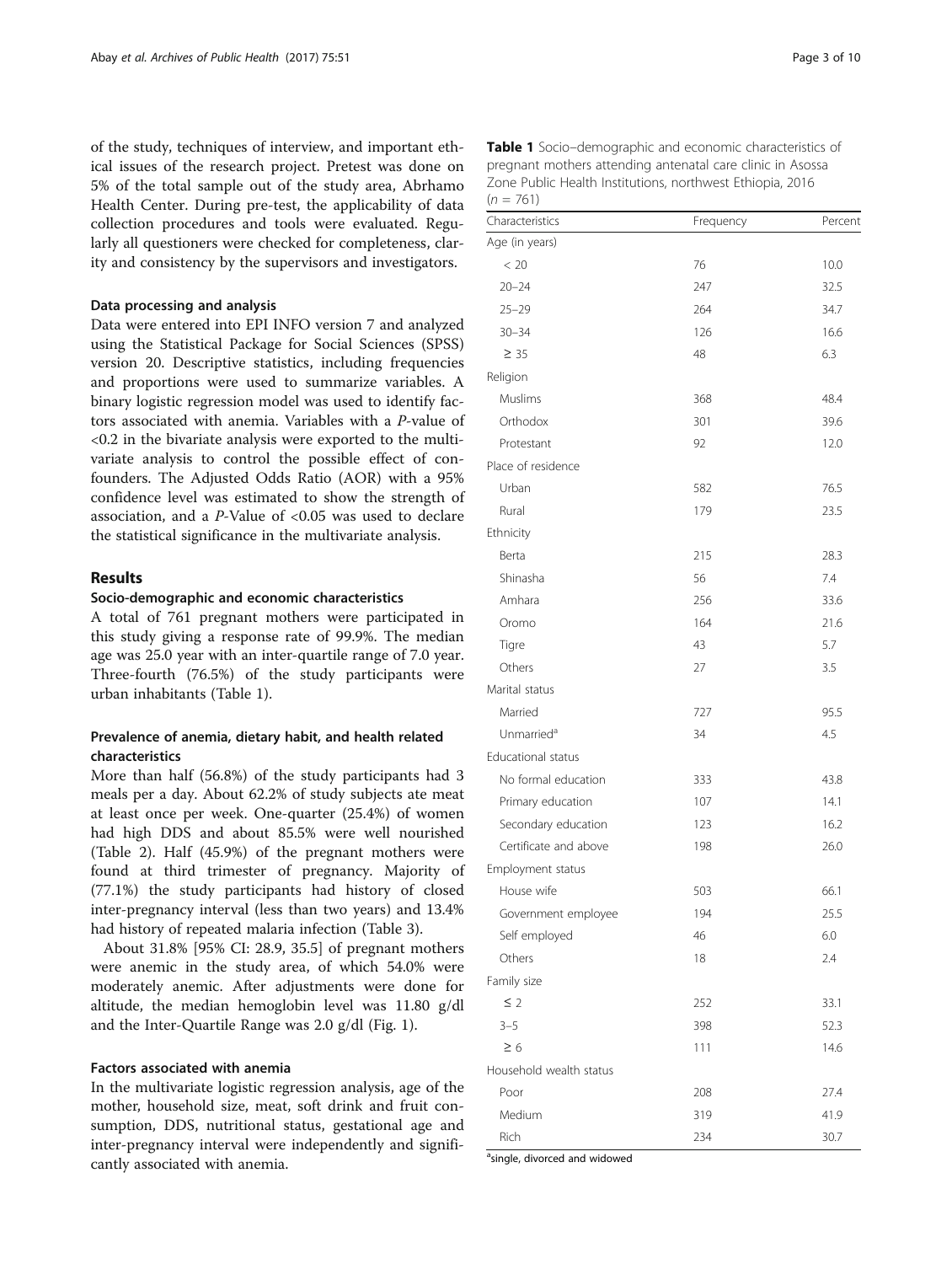of the study, techniques of interview, and important ethical issues of the research project. Pretest was done on 5% of the total sample out of the study area, Abrhamo Health Center. During pre-test, the applicability of data collection procedures and tools were evaluated. Regularly all questioners were checked for completeness, clarity and consistency by the supervisors and investigators.

### Data processing and analysis

Data were entered into EPI INFO version 7 and analyzed using the Statistical Package for Social Sciences (SPSS) version 20. Descriptive statistics, including frequencies and proportions were used to summarize variables. A binary logistic regression model was used to identify factors associated with anemia. Variables with a *P*-value of <0.2 in the bivariate analysis were exported to the multivariate analysis to control the possible effect of confounders. The Adjusted Odds Ratio (AOR) with a 95% confidence level was estimated to show the strength of association, and a *P*-Value of <0.05 was used to declare the statistical significance in the multivariate analysis.

## Results

### Socio-demographic and economic characteristics

A total of 761 pregnant mothers were participated in this study giving a response rate of 99.9%. The median age was 25.0 year with an inter-quartile range of 7.0 year. Three-fourth (76.5%) of the study participants were urban inhabitants (Table 1).

### Prevalence of anemia, dietary habit, and health related characteristics

More than half (56.8%) of the study participants had 3 meals per a day. About 62.2% of study subjects ate meat at least once per week. One-quarter (25.4%) of women had high DDS and about 85.5% were well nourished (Table 2). Half (45.9%) of the pregnant mothers were found at third trimester of pregnancy. Majority of (77.1%) the study participants had history of closed inter-pregnancy interval (less than two years) and 13.4% had history of repeated malaria infection (Table 3).

About 31.8% [95% CI: 28.9, 35.5] of pregnant mothers were anemic in the study area, of which 54.0% were moderately anemic. After adjustments were done for altitude, the median hemoglobin level was 11.80 g/dl and the Inter-Quartile Range was 2.0 g/dl (Fig. 1).

### Factors associated with anemia

In the multivariate logistic regression analysis, age of the mother, household size, meat, soft drink and fruit consumption, DDS, nutritional status, gestational age and inter-pregnancy interval were independently and significantly associated with anemia.

**Table 1** Socio–demographic and economic characteristics of pregnant mothers attending antenatal care clinic in Asossa Zone Public Health Institutions, northwest Ethiopia, 2016 ($n$ = 761)

| Characteristics | Frequency | Percent |
|---|---|---|
| Age (in years) | | |
| < 20 | 76 | 10.0 |
| 20–24 | 247 | 32.5 |
| 25–29 | 264 | 34.7 |
| 30–34 | 126 | 16.6 |
| ≥ 35 | 48 | 6.3 |
| Religion | | |
| Muslims | 368 | 48.4 |
| Orthodox | 301 | 39.6 |
| Protestant | 92 | 12.0 |
| Place of residence | | |
| Urban | 582 | 76.5 |
| Rural | 179 | 23.5 |
| Ethnicity | | |
| Berta | 215 | 28.3 |
| Shinasha | 56 | 7.4 |
| Amhara | 256 | 33.6 |
| Oromo | 164 | 21.6 |
| Tigre | 43 | 5.7 |
| Others | 27 | 3.5 |
| Marital status | | |
| Married | 727 | 95.5 |
| Unmarried[a] | 34 | 4.5 |
| Educational status | | |
| No formal education | 333 | 43.8 |
| Primary education | 107 | 14.1 |
| Secondary education | 123 | 16.2 |
| Certificate and above | 198 | 26.0 |
| Employment status | | |
| House wife | 503 | 66.1 |
| Government employee | 194 | 25.5 |
| Self employed | 46 | 6.0 |
| Others | 18 | 2.4 |
| Family size | | |
| ≤ 2 | 252 | 33.1 |
| 3–5 | 398 | 52.3 |
| ≥ 6 | 111 | 14.6 |
| Household wealth status | | |
| Poor | 208 | 27.4 |
| Medium | 319 | 41.9 |
| Rich | 234 | 30.7 |

[a]single, divorced and widowed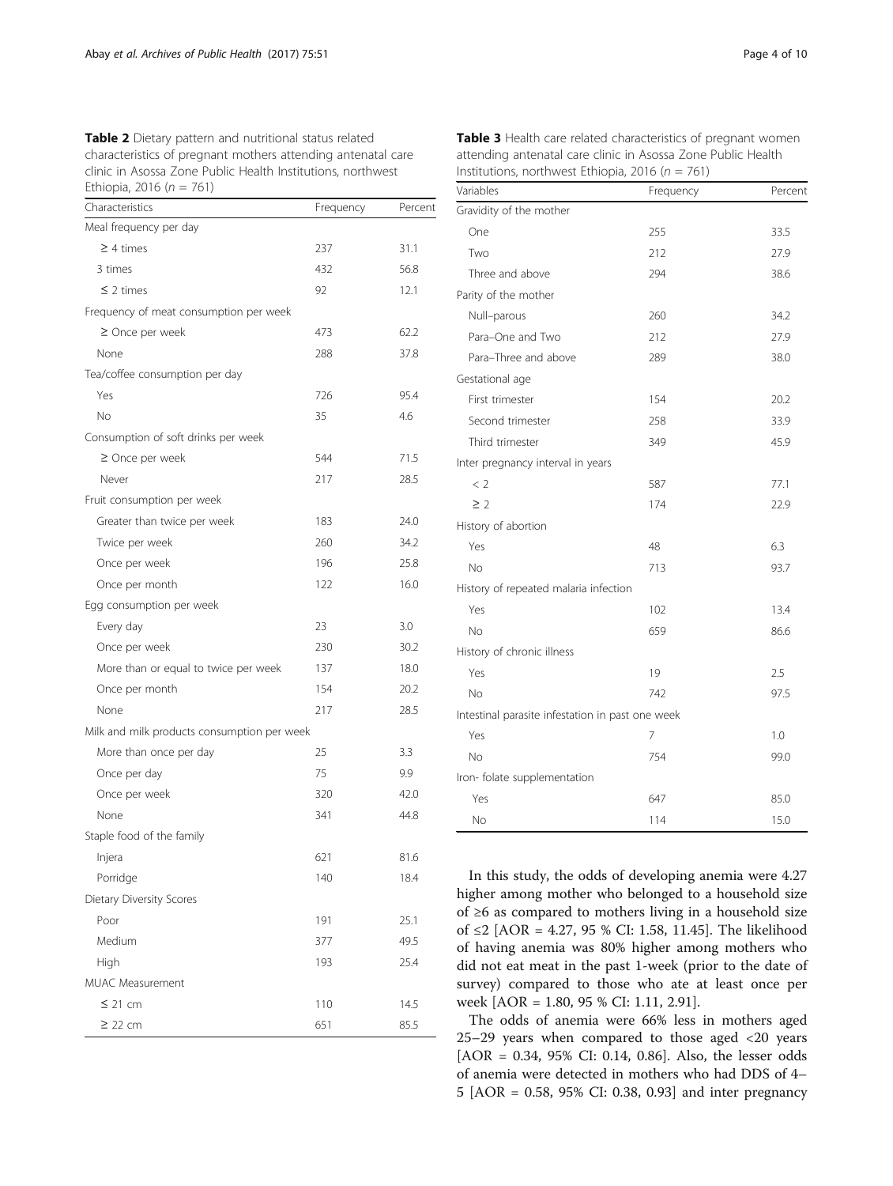**Table 2** Dietary pattern and nutritional status related characteristics of pregnant mothers attending antenatal care clinic in Asossa Zone Public Health Institutions, northwest Ethiopia, 2016 ($n = 761$)

| Characteristics | Frequency | Percent |
|---|---|---|
| Meal frequency per day | | |
| ≥ 4 times | 237 | 31.1 |
| 3 times | 432 | 56.8 |
| ≤ 2 times | 92 | 12.1 |
| Frequency of meat consumption per week | | |
| ≥ Once per week | 473 | 62.2 |
| None | 288 | 37.8 |
| Tea/coffee consumption per day | | |
| Yes | 726 | 95.4 |
| No | 35 | 4.6 |
| Consumption of soft drinks per week | | |
| ≥ Once per week | 544 | 71.5 |
| Never | 217 | 28.5 |
| Fruit consumption per week | | |
| Greater than twice per week | 183 | 24.0 |
| Twice per week | 260 | 34.2 |
| Once per week | 196 | 25.8 |
| Once per month | 122 | 16.0 |
| Egg consumption per week | | |
| Every day | 23 | 3.0 |
| Once per week | 230 | 30.2 |
| More than or equal to twice per week | 137 | 18.0 |
| Once per month | 154 | 20.2 |
| None | 217 | 28.5 |
| Milk and milk products consumption per week | | |
| More than once per day | 25 | 3.3 |
| Once per day | 75 | 9.9 |
| Once per week | 320 | 42.0 |
| None | 341 | 44.8 |
| Staple food of the family | | |
| Injera | 621 | 81.6 |
| Porridge | 140 | 18.4 |
| Dietary Diversity Scores | | |
| Poor | 191 | 25.1 |
| Medium | 377 | 49.5 |
| High | 193 | 25.4 |
| MUAC Measurement | | |
| ≤ 21 cm | 110 | 14.5 |
| ≥ 22 cm | 651 | 85.5 |

**Table 3** Health care related characteristics of pregnant women attending antenatal care clinic in Asossa Zone Public Health Institutions, northwest Ethiopia, 2016 ($n = 761$)

| Variables | Frequency | Percent |
|---|---|---|
| Gravidity of the mother | | |
| One | 255 | 33.5 |
| Two | 212 | 27.9 |
| Three and above | 294 | 38.6 |
| Parity of the mother | | |
| Null–parous | 260 | 34.2 |
| Para–One and Two | 212 | 27.9 |
| Para–Three and above | 289 | 38.0 |
| Gestational age | | |
| First trimester | 154 | 20.2 |
| Second trimester | 258 | 33.9 |
| Third trimester | 349 | 45.9 |
| Inter pregnancy interval in years | | |
| < 2 | 587 | 77.1 |
| ≥ 2 | 174 | 22.9 |
| History of abortion | | |
| Yes | 48 | 6.3 |
| No | 713 | 93.7 |
| History of repeated malaria infection | | |
| Yes | 102 | 13.4 |
| No | 659 | 86.6 |
| History of chronic illness | | |
| Yes | 19 | 2.5 |
| No | 742 | 97.5 |
| Intestinal parasite infestation in past one week | | |
| Yes | 7 | 1.0 |
| No | 754 | 99.0 |
| Iron- folate supplementation | | |
| Yes | 647 | 85.0 |
| No | 114 | 15.0 |

In this study, the odds of developing anemia were 4.27 higher among mother who belonged to a household size of ≥6 as compared to mothers living in a household size of ≤2 [AOR = 4.27, 95 % CI: 1.58, 11.45]. The likelihood of having anemia was 80% higher among mothers who did not eat meat in the past 1-week (prior to the date of survey) compared to those who ate at least once per week [AOR = 1.80, 95 % CI: 1.11, 2.91].

The odds of anemia were 66% less in mothers aged 25–29 years when compared to those aged <20 years [AOR = 0.34, 95% CI: 0.14, 0.86]. Also, the lesser odds of anemia were detected in mothers who had DDS of 4–5 [AOR = 0.58, 95% CI: 0.38, 0.93] and inter pregnancy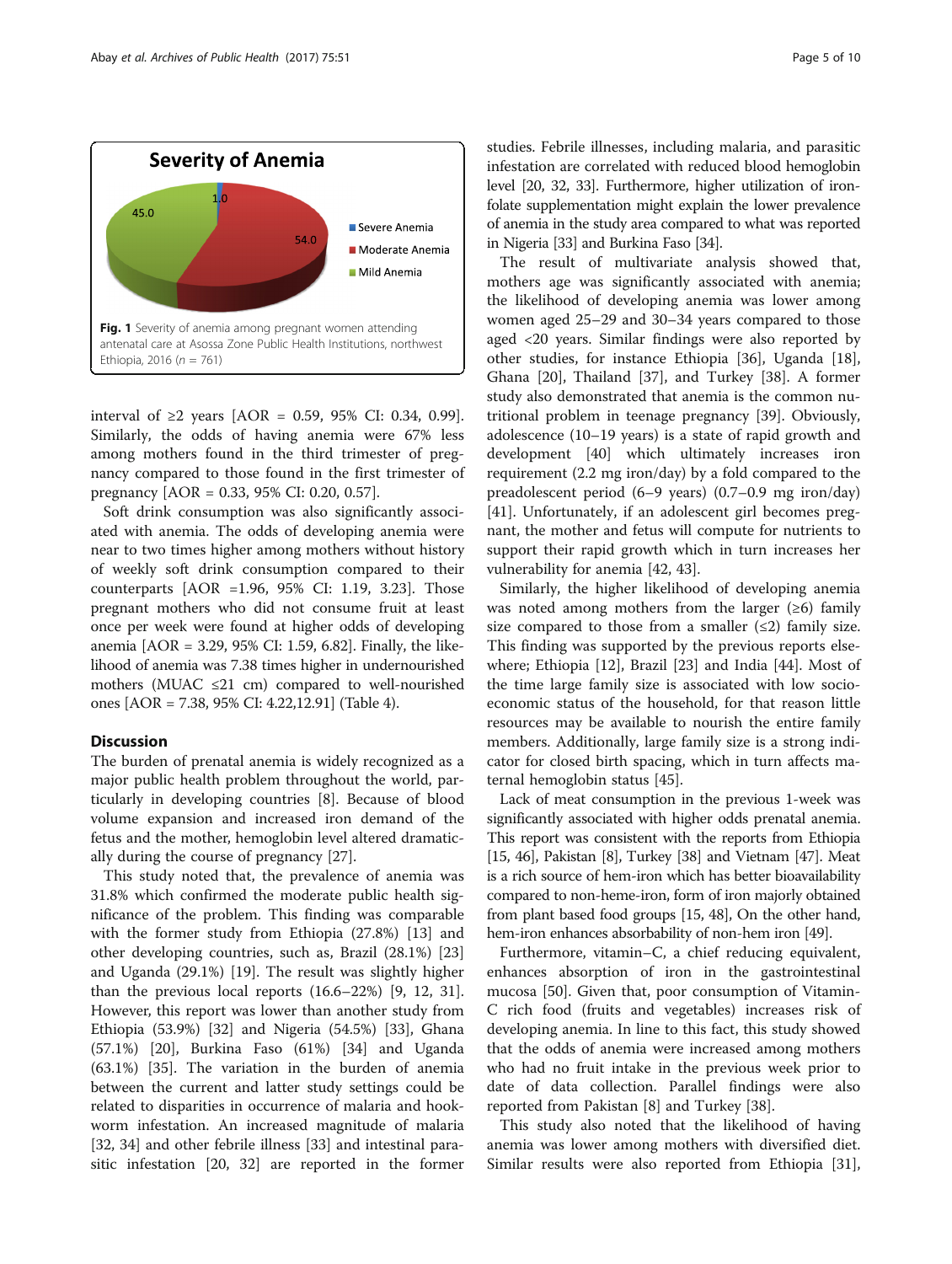Fig. 1 Severity of anemia among pregnant women attending antenatal care at Asossa Zone Public Health Institutions, northwest Ethiopia, 2016 (n = 761)

interval of ≥2 years [AOR = 0.59, 95% CI: 0.34, 0.99]. Similarly, the odds of having anemia were 67% less among mothers found in the third trimester of pregnancy compared to those found in the first trimester of pregnancy [AOR = 0.33, 95% CI: 0.20, 0.57].

Soft drink consumption was also significantly associated with anemia. The odds of developing anemia were near to two times higher among mothers without history of weekly soft drink consumption compared to their counterparts [AOR =1.96, 95% CI: 1.19, 3.23]. Those pregnant mothers who did not consume fruit at least once per week were found at higher odds of developing anemia [AOR = 3.29, 95% CI: 1.59, 6.82]. Finally, the likelihood of anemia was 7.38 times higher in undernourished mothers (MUAC ≤21 cm) compared to well-nourished ones [AOR = 7.38, 95% CI: 4.22,12.91] (Table 4).

## Discussion

The burden of prenatal anemia is widely recognized as a major public health problem throughout the world, particularly in developing countries [8]. Because of blood volume expansion and increased iron demand of the fetus and the mother, hemoglobin level altered dramatically during the course of pregnancy [27].

This study noted that, the prevalence of anemia was 31.8% which confirmed the moderate public health significance of the problem. This finding was comparable with the former study from Ethiopia (27.8%) [13] and other developing countries, such as, Brazil (28.1%) [23] and Uganda (29.1%) [19]. The result was slightly higher than the previous local reports (16.6–22%) [9, 12, 31]. However, this report was lower than another study from Ethiopia (53.9%) [32] and Nigeria (54.5%) [33], Ghana (57.1%) [20], Burkina Faso (61%) [34] and Uganda (63.1%) [35]. The variation in the burden of anemia between the current and latter study settings could be related to disparities in occurrence of malaria and hookworm infestation. An increased magnitude of malaria [32, 34] and other febrile illness [33] and intestinal parasitic infestation [20, 32] are reported in the former studies. Febrile illnesses, including malaria, and parasitic infestation are correlated with reduced blood hemoglobin level [20, 32, 33]. Furthermore, higher utilization of iron-folate supplementation might explain the lower prevalence of anemia in the study area compared to what was reported in Nigeria [33] and Burkina Faso [34].

The result of multivariate analysis showed that, mothers age was significantly associated with anemia; the likelihood of developing anemia was lower among women aged 25–29 and 30–34 years compared to those aged <20 years. Similar findings were also reported by other studies, for instance Ethiopia [36], Uganda [18], Ghana [20], Thailand [37], and Turkey [38]. A former study also demonstrated that anemia is the common nutritional problem in teenage pregnancy [39]. Obviously, adolescence (10–19 years) is a state of rapid growth and development [40] which ultimately increases iron requirement (2.2 mg iron/day) by a fold compared to the preadolescent period (6–9 years) (0.7–0.9 mg iron/day) [41]. Unfortunately, if an adolescent girl becomes pregnant, the mother and fetus will compute for nutrients to support their rapid growth which in turn increases her vulnerability for anemia [42, 43].

Similarly, the higher likelihood of developing anemia was noted among mothers from the larger (≥6) family size compared to those from a smaller (≤2) family size. This finding was supported by the previous reports elsewhere; Ethiopia [12], Brazil [23] and India [44]. Most of the time large family size is associated with low socioeconomic status of the household, for that reason little resources may be available to nourish the entire family members. Additionally, large family size is a strong indicator for closed birth spacing, which in turn affects maternal hemoglobin status [45].

Lack of meat consumption in the previous 1-week was significantly associated with higher odds prenatal anemia. This report was consistent with the reports from Ethiopia [15, 46], Pakistan [8], Turkey [38] and Vietnam [47]. Meat is a rich source of hem-iron which has better bioavailability compared to non-heme-iron, form of iron majorly obtained from plant based food groups [15, 48], On the other hand, hem-iron enhances absorbability of non-hem iron [49].

Furthermore, vitamin–C, a chief reducing equivalent, enhances absorption of iron in the gastrointestinal mucosa [50]. Given that, poor consumption of Vitamin-C rich food (fruits and vegetables) increases risk of developing anemia. In line to this fact, this study showed that the odds of anemia were increased among mothers who had no fruit intake in the previous week prior to date of data collection. Parallel findings were also reported from Pakistan [8] and Turkey [38].

This study also noted that the likelihood of having anemia was lower among mothers with diversified diet. Similar results were also reported from Ethiopia [31],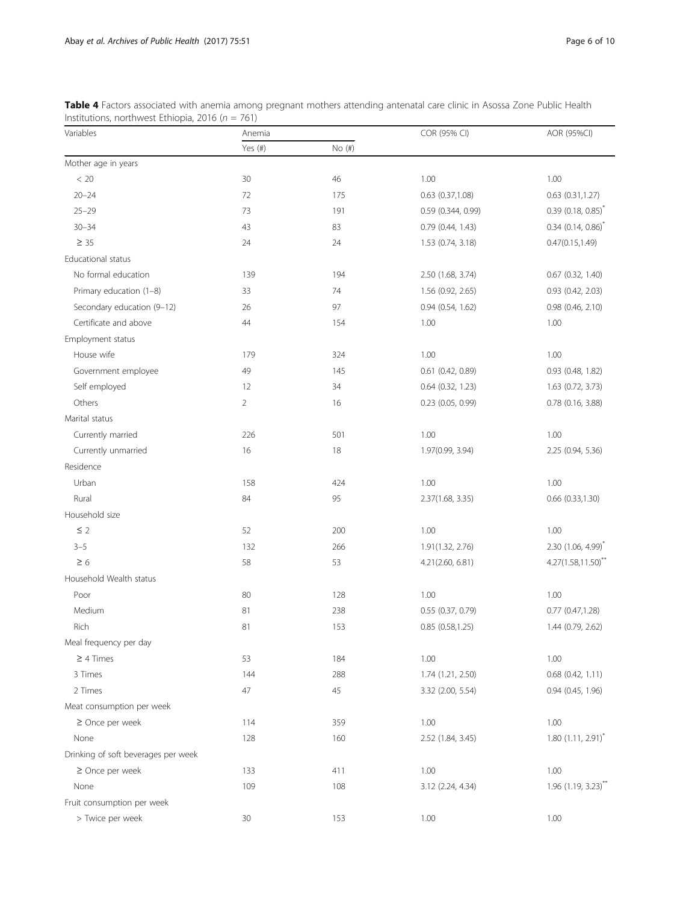**Table 4** Factors associated with anemia among pregnant mothers attending antenatal care clinic in Asossa Zone Public Health Institutions, northwest Ethiopia, 2016 ($n$ = 761)

| Variables | Anemia | | COR (95% CI) | AOR (95%CI) |
|---|---|---|---|---|
| | Yes (#) | No (#) | | |
| Mother age in years | | | | |
| < 20 | 30 | 46 | 1.00 | 1.00 |
| 20–24 | 72 | 175 | 0.63 (0.37,1.08) | 0.63 (0.31,1.27) |
| 25–29 | 73 | 191 | 0.59 (0.344, 0.99) | 0.39 (0.18, 0.85)* |
| 30–34 | 43 | 83 | 0.79 (0.44, 1.43) | 0.34 (0.14, 0.86)* |
| ≥ 35 | 24 | 24 | 1.53 (0.74, 3.18) | 0.47(0.15,1.49) |
| Educational status | | | | |
| No formal education | 139 | 194 | 2.50 (1.68, 3.74) | 0.67 (0.32, 1.40) |
| Primary education (1–8) | 33 | 74 | 1.56 (0.92, 2.65) | 0.93 (0.42, 2.03) |
| Secondary education (9–12) | 26 | 97 | 0.94 (0.54, 1.62) | 0.98 (0.46, 2.10) |
| Certificate and above | 44 | 154 | 1.00 | 1.00 |
| Employment status | | | | |
| House wife | 179 | 324 | 1.00 | 1.00 |
| Government employee | 49 | 145 | 0.61 (0.42, 0.89) | 0.93 (0.48, 1.82) |
| Self employed | 12 | 34 | 0.64 (0.32, 1.23) | 1.63 (0.72, 3.73) |
| Others | 2 | 16 | 0.23 (0.05, 0.99) | 0.78 (0.16, 3.88) |
| Marital status | | | | |
| Currently married | 226 | 501 | 1.00 | 1.00 |
| Currently unmarried | 16 | 18 | 1.97(0.99, 3.94) | 2.25 (0.94, 5.36) |
| Residence | | | | |
| Urban | 158 | 424 | 1.00 | 1.00 |
| Rural | 84 | 95 | 2.37(1.68, 3.35) | 0.66 (0.33,1.30) |
| Household size | | | | |
| ≤ 2 | 52 | 200 | 1.00 | 1.00 |
| 3–5 | 132 | 266 | 1.91(1.32, 2.76) | 2.30 (1.06, 4.99)* |
| ≥ 6 | 58 | 53 | 4.21(2.60, 6.81) | 4.27(1.58,11.50)** |
| Household Wealth status | | | | |
| Poor | 80 | 128 | 1.00 | 1.00 |
| Medium | 81 | 238 | 0.55 (0.37, 0.79) | 0.77 (0.47,1.28) |
| Rich | 81 | 153 | 0.85 (0.58,1.25) | 1.44 (0.79, 2.62) |
| Meal frequency per day | | | | |
| ≥ 4 Times | 53 | 184 | 1.00 | 1.00 |
| 3 Times | 144 | 288 | 1.74 (1.21, 2.50) | 0.68 (0.42, 1.11) |
| 2 Times | 47 | 45 | 3.32 (2.00, 5.54) | 0.94 (0.45, 1.96) |
| Meat consumption per week | | | | |
| ≥ Once per week | 114 | 359 | 1.00 | 1.00 |
| None | 128 | 160 | 2.52 (1.84, 3.45) | 1.80 (1.11, 2.91)* |
| Drinking of soft beverages per week | | | | |
| ≥ Once per week | 133 | 411 | 1.00 | 1.00 |
| None | 109 | 108 | 3.12 (2.24, 4.34) | 1.96 (1.19, 3.23)** |
| Fruit consumption per week | | | | |
| > Twice per week | 30 | 153 | 1.00 | 1.00 |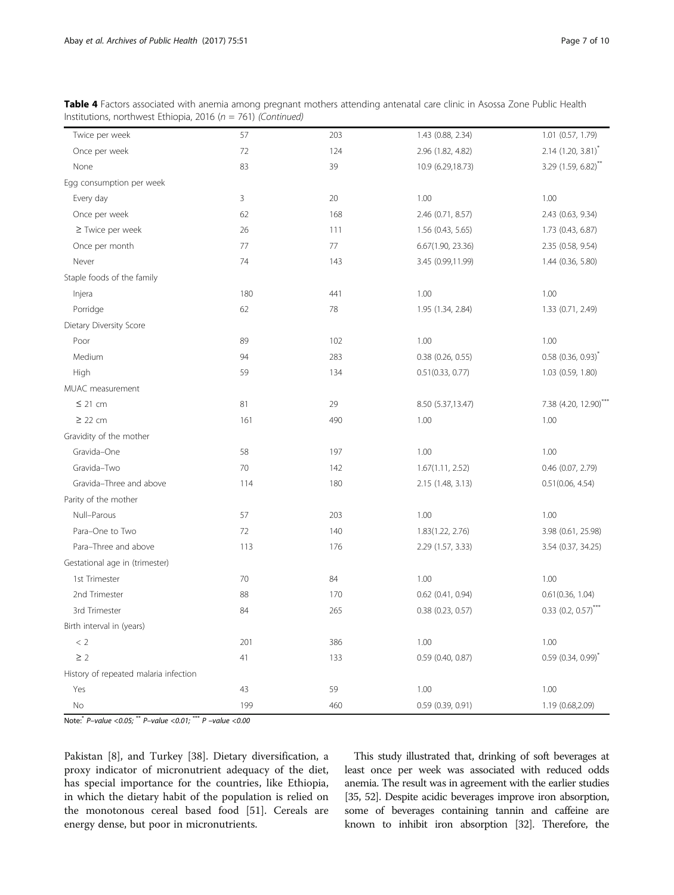**Table 4** Factors associated with anemia among pregnant mothers attending antenatal care clinic in Asossa Zone Public Health Institutions, northwest Ethiopia, 2016 ($n$ = 761) *(Continued)*

| | | | | |
|---|---|---|---|---|
| Twice per week | 57 | 203 | 1.43 (0.88, 2.34) | 1.01 (0.57, 1.79) |
| Once per week | 72 | 124 | 2.96 (1.82, 4.82) | 2.14 (1.20, 3.81)* |
| None | 83 | 39 | 10.9 (6.29,18.73) | 3.29 (1.59, 6.82)** |
| Egg consumption per week | | | | |
| Every day | 3 | 20 | 1.00 | 1.00 |
| Once per week | 62 | 168 | 2.46 (0.71, 8.57) | 2.43 (0.63, 9.34) |
| ≥ Twice per week | 26 | 111 | 1.56 (0.43, 5.65) | 1.73 (0.43, 6.87) |
| Once per month | 77 | 77 | 6.67(1.90, 23.36) | 2.35 (0.58, 9.54) |
| Never | 74 | 143 | 3.45 (0.99,11.99) | 1.44 (0.36, 5.80) |
| Staple foods of the family | | | | |
| Injera | 180 | 441 | 1.00 | 1.00 |
| Porridge | 62 | 78 | 1.95 (1.34, 2.84) | 1.33 (0.71, 2.49) |
| Dietary Diversity Score | | | | |
| Poor | 89 | 102 | 1.00 | 1.00 |
| Medium | 94 | 283 | 0.38 (0.26, 0.55) | 0.58 (0.36, 0.93)* |
| High | 59 | 134 | 0.51(0.33, 0.77) | 1.03 (0.59, 1.80) |
| MUAC measurement | | | | |
| ≤ 21 cm | 81 | 29 | 8.50 (5.37,13.47) | 7.38 (4.20, 12.90)*** |
| ≥ 22 cm | 161 | 490 | 1.00 | 1.00 |
| Gravidity of the mother | | | | |
| Gravida–One | 58 | 197 | 1.00 | 1.00 |
| Gravida–Two | 70 | 142 | 1.67(1.11, 2.52) | 0.46 (0.07, 2.79) |
| Gravida–Three and above | 114 | 180 | 2.15 (1.48, 3.13) | 0.51(0.06, 4.54) |
| Parity of the mother | | | | |
| Null–Parous | 57 | 203 | 1.00 | 1.00 |
| Para–One to Two | 72 | 140 | 1.83(1.22, 2.76) | 3.98 (0.61, 25.98) |
| Para–Three and above | 113 | 176 | 2.29 (1.57, 3.33) | 3.54 (0.37, 34.25) |
| Gestational age in (trimester) | | | | |
| 1st Trimester | 70 | 84 | 1.00 | 1.00 |
| 2nd Trimester | 88 | 170 | 0.62 (0.41, 0.94) | 0.61(0.36, 1.04) |
| 3rd Trimester | 84 | 265 | 0.38 (0.23, 0.57) | 0.33 (0.2, 0.57)*** |
| Birth interval in (years) | | | | |
| < 2 | 201 | 386 | 1.00 | 1.00 |
| ≥ 2 | 41 | 133 | 0.59 (0.40, 0.87) | 0.59 (0.34, 0.99)* |
| History of repeated malaria infection | | | | |
| Yes | 43 | 59 | 1.00 | 1.00 |
| No | 199 | 460 | 0.59 (0.39, 0.91) | 1.19 (0.68,2.09) |

Note: * P–value <0.05; ** P–value <0.01; *** P –value <0.00

Pakistan [8], and Turkey [38]. Dietary diversification, a proxy indicator of micronutrient adequacy of the diet, has special importance for the countries, like Ethiopia, in which the dietary habit of the population is relied on the monotonous cereal based food [51]. Cereals are energy dense, but poor in micronutrients.

This study illustrated that, drinking of soft beverages at least once per week was associated with reduced odds anemia. The result was in agreement with the earlier studies [35, 52]. Despite acidic beverages improve iron absorption, some of beverages containing tannin and caffeine are known to inhibit iron absorption [32]. Therefore, the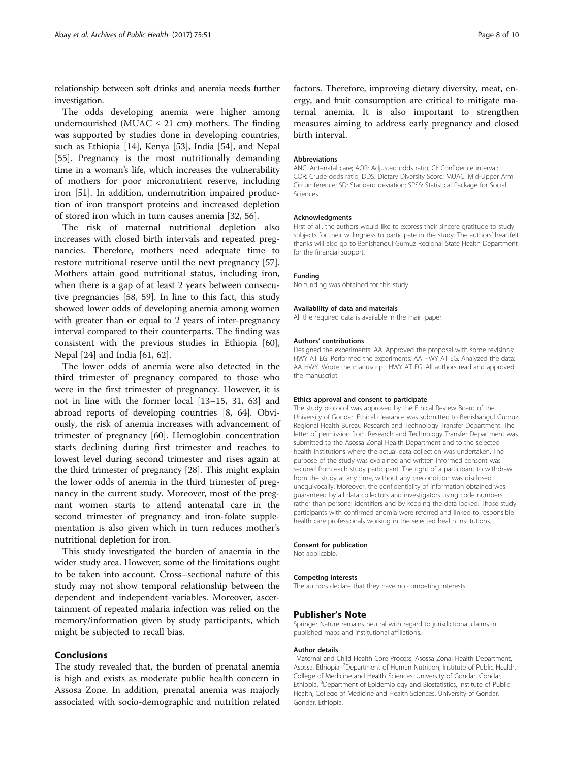relationship between soft drinks and anemia needs further investigation.

The odds developing anemia were higher among undernourished (MUAC ≤ 21 cm) mothers. The finding was supported by studies done in developing countries, such as Ethiopia [14], Kenya [53], India [54], and Nepal [55]. Pregnancy is the most nutritionally demanding time in a woman's life, which increases the vulnerability of mothers for poor micronutrient reserve, including iron [51]. In addition, undernutrition impaired production of iron transport proteins and increased depletion of stored iron which in turn causes anemia [32, 56].

The risk of maternal nutritional depletion also increases with closed birth intervals and repeated pregnancies. Therefore, mothers need adequate time to restore nutritional reserve until the next pregnancy [57]. Mothers attain good nutritional status, including iron, when there is a gap of at least 2 years between consecutive pregnancies [58, 59]. In line to this fact, this study showed lower odds of developing anemia among women with greater than or equal to 2 years of inter-pregnancy interval compared to their counterparts. The finding was consistent with the previous studies in Ethiopia [60], Nepal [24] and India [61, 62].

The lower odds of anemia were also detected in the third trimester of pregnancy compared to those who were in the first trimester of pregnancy. However, it is not in line with the former local [13–15, 31, 63] and abroad reports of developing countries [8, 64]. Obviously, the risk of anemia increases with advancement of trimester of pregnancy [60]. Hemoglobin concentration starts declining during first trimester and reaches to lowest level during second trimester and rises again at the third trimester of pregnancy [28]. This might explain the lower odds of anemia in the third trimester of pregnancy in the current study. Moreover, most of the pregnant women starts to attend antenatal care in the second trimester of pregnancy and iron-folate supplementation is also given which in turn reduces mother's nutritional depletion for iron.

This study investigated the burden of anaemia in the wider study area. However, some of the limitations ought to be taken into account. Cross–sectional nature of this study may not show temporal relationship between the dependent and independent variables. Moreover, ascertainment of repeated malaria infection was relied on the memory/information given by study participants, which might be subjected to recall bias.

## Conclusions

The study revealed that, the burden of prenatal anemia is high and exists as moderate public health concern in Assosa Zone. In addition, prenatal anemia was majorly associated with socio-demographic and nutrition related factors. Therefore, improving dietary diversity, meat, energy, and fruit consumption are critical to mitigate maternal anemia. It is also important to strengthen measures aiming to address early pregnancy and closed birth interval.

### Abbreviations

ANC: Antenatal care; AOR: Adjusted odds ratio; CI: Confidence interval; COR: Crude odds ratio; DDS: Dietary Diversity Score; MUAC: Mid-Upper Arm Circumference; SD: Standard deviation; SPSS: Statistical Package for Social Sciences

### Acknowledgments

First of all, the authors would like to express their sincere gratitude to study subjects for their willingness to participate in the study. The authors' heartfelt thanks will also go to Benishangul Gumuz Regional State Health Department for the financial support.

### Funding

No funding was obtained for this study.

### Availability of data and materials

All the required data is available in the main paper.

### Authors' contributions

Designed the experiments: AA. Approved the proposal with some revisions: HWY AT EG. Performed the experiments: AA HWY AT EG. Analyzed the data: AA HWY. Wrote the manuscript: HWY AT EG. All authors read and approved the manuscript.

### Ethics approval and consent to participate

The study protocol was approved by the Ethical Review Board of the University of Gondar. Ethical clearance was submitted to Benishangul Gumuz Regional Health Bureau Research and Technology Transfer Department. The letter of permission from Research and Technology Transfer Department was submitted to the Asossa Zonal Health Department and to the selected health institutions where the actual data collection was undertaken. The purpose of the study was explained and written informed consent was secured from each study participant. The right of a participant to withdraw from the study at any time, without any precondition was disclosed unequivocally. Moreover, the confidentiality of information obtained was guaranteed by all data collectors and investigators using code numbers rather than personal identifiers and by keeping the data locked. Those study participants with confirmed anemia were referred and linked to responsible health care professionals working in the selected health institutions.

### Consent for publication

Not applicable.

### Competing interests

The authors declare that they have no competing interests.

## Publisher's Note

Springer Nature remains neutral with regard to jurisdictional claims in published maps and institutional affiliations.

### Author details

[1]Maternal and Child Health Core Process, Asossa Zonal Health Department, Asossa, Ethiopia. [2]Department of Human Nutrition, Institute of Public Health, College of Medicine and Health Sciences, University of Gondar, Gondar, Ethiopia. [3]Department of Epidemiology and Biostatistics, Institute of Public Health, College of Medicine and Health Sciences, University of Gondar, Gondar, Ethiopia.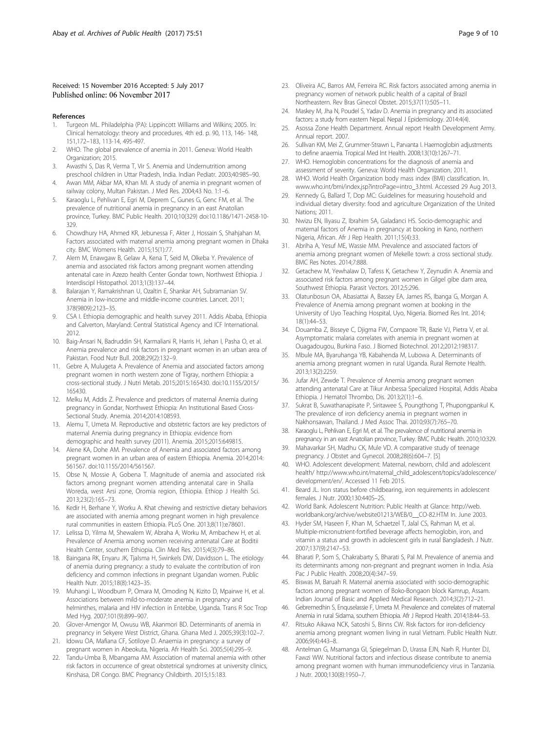Received: 15 November 2016 Accepted: 5 July 2017
Published online: 06 November 2017

## References

1. Turgeon ML. Philadelphia (PA): Lippincott Williams and Wilkins; 2005. In: Clinical hematology: theory and procedures. 4th ed. p. 90, 113, 146- 148, 151,172–183, 113-14, 495-497.
2. WHO. The global prevalence of anemia in 2011. Geneva: World Health Organization; 2015.
3. Awasthi S, Das R, Verma T, Vir S. Anemia and Undernutrition among preschool children in Uttar Pradesh, India. Indian Pediatr. 2003;40:985–90.
4. Awan MM, Akbar MA, Khan MI. A study of anemia in pregnant women of railway colony, Multan Pakistan. J Med Res. 2004;43 No. 1:1–6.
5. Karaoglu L, Pehlivan E, Egri M, Deprem C, Gunes G, Genc FM, et al. The prevalence of nutritional anemia in pregnancy in an east Anatolian province, Turkey. BMC Public Health. 2010;10(329) doi:10.1186/1471-2458-10-329.
6. Chowdhury HA, Ahmed KR, Jebunessa F, Akter J, Hossain S, Shahjahan M. Factors associated with maternal anemia among pregnant women in Dhaka city. BMC Womens Health. 2015;15(1):77.
7. Alem M, Enawgaw B, Gelaw A, Kena T, Seid M, Olkeba Y. Prevalence of anemia and associated risk factors among pregnant women attending antenatal care in Azezo health Center Gondar town, Northwest Ethiopia. J Interdiscipl Histopathol. 2013;1(3):137–44.
8. Balarajan Y, Ramakrishnan U, Ozaltin E, Shankar AH, Subramanian SV. Anemia in low-income and middle-income countries. Lancet. 2011; 378(9809):2123–35.
9. CSA I. Ethiopia demographic and health survey 2011. Addis Ababa, Ethiopia and Calverton, Maryland: Central Statistical Agency and ICF International. 2012.
10. Baig-Ansari N, Badruddin SH, Karmaliani R, Harris H, Jehan I, Pasha O, et al. Anemia prevalence and risk factors in pregnant women in an urban area of Pakistan. Food Nutr Bull. 2008;29(2):132–9.
11. Gebre A, Mulugeta A. Prevalence of Anemia and associated factors among pregnant women in north western zone of Tigray, northern Ethiopia: a cross-sectional study. J Nutri Metab. 2015;2015:165430. doi:10.1155/2015/165430.
12. Melku M, Addis Z. Prevalence and predictors of maternal Anemia during pregnancy in Gondar, Northwest Ethiopia: An Institutional Based Cross-Sectional Study. Anemia. 2014;2014:108593.
13. Alemu T, Umeta M. Reproductive and obstetric factors are key predictors of maternal Anemia during pregnancy in Ethiopia: evidence from demographic and health survey (2011). Anemia. 2015;2015:649815.
14. Alene KA, Dohe AM. Prevalence of Anemia and associated factors among pregnant women in an urban area of eastern Ethiopia. Anemia. 2014;2014: 561567. doi:10.1155/2014/561567.
15. Obse N, Mossie A, Gobena T. Magnitude of anemia and associated risk factors among pregnant women attending antenatal care in Shalla Woreda, west Arsi zone, Oromia region, Ethiopia. Ethiop J Health Sci. 2013;23(2):165–73.
16. Kedir H, Berhane Y, Worku A. Khat chewing and restrictive dietary behaviors are associated with anemia among pregnant women in high prevalence rural communities in eastern Ethiopia. PLoS One. 2013;8(11):e78601.
17. Lelissa D, Yilma M, Shewalem W, Abraha A, Worku M, Ambachew H, et al. Prevalence of Anemia among women receiving antenatal Care at Boditii Health Center, southern Ethiopia. Clin Med Res. 2015;4(3):79–86.
18. Baingana RK, Enyaru JK, Tjalsma H, Swinkels DW, Davidsson L. The etiology of anemia during pregnancy: a study to evaluate the contribution of iron deficiency and common infections in pregnant Ugandan women. Public Health Nutr. 2015;18(8):1423–35.
19. Muhangi L, Woodburn P, Omara M, Omoding N, Kizito D, Mpairwe H, et al. Associations between mild-to-moderate anemia in pregnancy and helminthes, malaria and HIV infection in Entebbe, Uganda. Trans R Soc Trop Med Hyg. 2007;101(9):899–907.
20. Glover-Amengor M, Owusu WB, Akanmori BD. Determinants of anemia in pregnancy in Sekyere West District, Ghana. Ghana Med J. 2005;39(3):102–7.
21. Idowu OA, Mafiana CF, Sotiloye D. Anaemia in pregnancy: a survey of pregnant women in Abeokuta, Nigeria. Afr Health Sci. 2005;5(4):295–9.
22. Tandu-Umba B, Mbangama AM. Association of maternal anemia with other risk factors in occurrence of great obstetrical syndromes at university clinics, Kinshasa, DR Congo. BMC Pregnancy Childbirth. 2015;15:183.
23. Oliveira AC, Barros AM, Ferreira RC. Risk factors associated among anemia in pregnancy women of network public health of a capital of Brazil Northeastern. Rev Bras Ginecol Obstet. 2015;37(11):505–11.
24. Maskey M, Jha N, Poudel S, Yadav D. Anemia in pregnancy and its associated factors: a study from eastern Nepal. Nepal J Epidemiology. 2014:4(4).
25. Asossa Zone Health Department. Annual report Health Development Army. Annual report. 2007.
26. Sullivan KM, Mei Z, Grummer-Strawn L, Parvanta I. Haemoglobin adjustments to define anaemia. Tropical Med Int Health. 2008;13(10):1267–71.
27. WHO. Hemoglobin concentrations for the diagnosis of anemia and assessment of severity. Geneva: World Health Organization, 2011.
28. WHO. World Health Organization body mass index (BMI) classification. In. www.who.int/bmi/index.jsp?introPage=intro_3.html. Accessed 29 Aug 2013.
29. Kennedy G, Ballard T, Dop MC: Guidelines for measuring household and individual dietary diversity: food and agriculture Organization of the United Nations; 2011.
30. Nwizu EN, Iliyasu Z, Ibrahim SA, Galadanci HS. Socio-demographic and maternal factors of Anemia in pregnancy at booking in Kano, northern Nigeria, African. Afr J Rep Health. 2011;15(4):33.
31. Abriha A, Yesuf ME, Wassie MM. Prevalence and associated factors of anemia among pregnant women of Mekelle town: a cross sectional study. BMC Res Notes. 2014;7:888.
32. Getachew M, Yewhalaw D, Tafess K, Getachew Y, Zeynudin A. Anemia and associated risk factors among pregnant women in Gilgel gibe dam area, Southwest Ethiopia. Parasit Vectors. 2012;5:296.
33. Olatunbosun OA, Abasiattai A, Bassey EA, James RS, Ibanga G, Morgan A. Prevalence of Anemia among pregnant women at booking in the University of Uyo Teaching Hospital, Uyo, Nigeria. Biomed Res Int. 2014; 18(1):44–53.
34. Douamba Z, Bisseye C, Djigma FW, Compaore TR, Bazie VJ, Pietra V, et al. Asymptomatic malaria correlates with anemia in pregnant women at Ouagadougou, Burkina Faso. J Biomed Biotechnol. 2012;2012:198317.
35. Mbule MA, Byaruhanga YB, Kabahenda M, Lubowa A. Determinants of anemia among pregnant women in rural Uganda. Rural Remote Health. 2013;13(2):2259.
36. Jufar AH, Zewde T. Prevalence of Anemia among pregnant women attending antenatal Care at Tikur Anbessa Specialized Hospital, Addis Ababa Ethiopia. J Hematol Thrombo, Dis. 2013;2(1):1–6.
37. Sukrat B, Suwathanapisate P, Siritawee S, Poungthong T, Phupongpankul K. The prevalence of iron deficiency anemia in pregnant women in Nakhonsawan, Thailand. J Med Assoc Thai. 2010;93(7):765–70.
38. Karaoglu L, Pehlivan E, Egri M, et al. The prevalence of nutritional anemia in pregnancy in an east Anatolian province, Turkey. BMC Public Health. 2010;10:329.
39. Mahavarkar SH, Madhu CK, Mule VD. A comparative study of teenage pregnancy. J Obstet and Gynecol. 2008;28(6):604–7. [5]
40. WHO. Adolescent development: Maternal, newborn, child and adolescent health/ http://www.who.int/maternal_child_adolescent/topics/adolescence/development/en/. Accessed 11 Feb 2015.
41. Beard JL. Iron status before childbearing, iron requirements in adolescent females. J Nutr. 2000;130:440S–2S.
42. World Bank. Adolescent Nutrition: Public Health at Glance: http://web.worldbank.org/archive/website01213/WEB/0__CO-82.HTM In. June 2003.
43. Hyder SM, Haseen F, Khan M, Schaetzel T, Jalal CS, Rahman M, et al. Multiple-micronutrient-fortified beverage affects hemoglobin, iron, and vitamin a status and growth in adolescent girls in rural Bangladesh. J Nutr. 2007;137(9):2147–53.
44. Bharati P, Som S, Chakrabarty S, Bharati S, Pal M. Prevalence of anemia and its determinants among non-pregnant and pregnant women in India. Asia Pac J Public Health. 2008;20(4):347–59.
45. Biswas M, Baruah R. Maternal anemia associated with socio-demographic factors among pregnant women of Boko-Bongaon block Kamrup, Assam. Indian Journal of Basic and Applied Medical Research. 2014;3(2):712–21.
46. Gebremedhin S, Enquselassie F, Umeta M. Prevalence and correlates of maternal Anemia in rural Sidama, southern Ethiopia. Afr J Reprod Health. 2014;18:44–53.
47. Ritsuko Aikawa NCK, Satoshi S, Binns CW. Risk factors for iron-deficiency anemia among pregnant women living in rural Vietnam. Public Health Nutr. 2006;9(4):443–8.
48. Antelman G, Msamanga GI, Spiegelman D, Urassa EJN, Narh R, Hunter DJ, Fawzi WW. Nutritional factors and infectious disease contribute to anemia among pregnant women with human immunodeficiency virus in Tanzania. J Nutr. 2000;130(8):1950–7.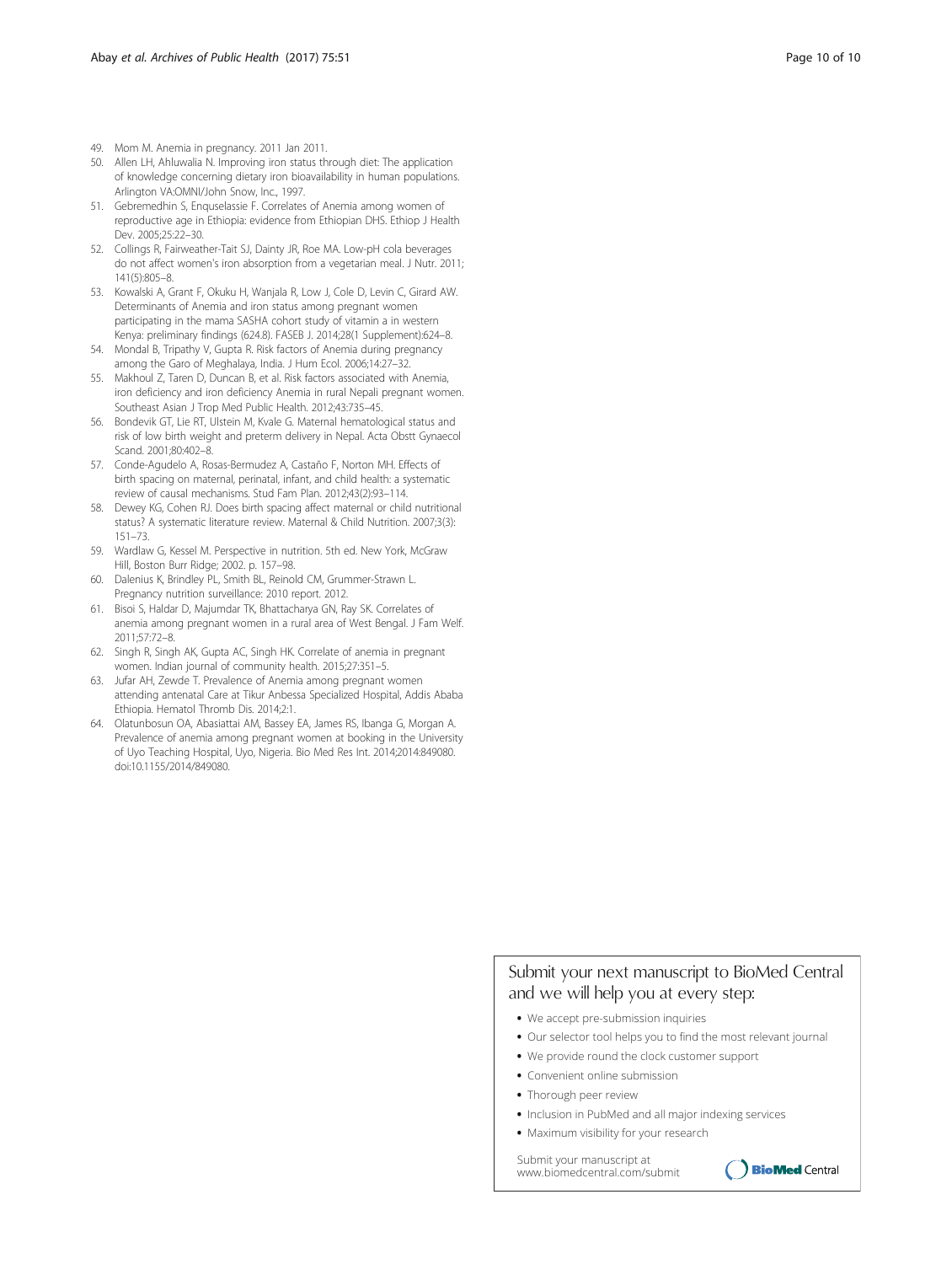49. Mom M. Anemia in pregnancy. 2011 Jan 2011.
50. Allen LH, Ahluwalia N. Improving iron status through diet: The application of knowledge concerning dietary iron bioavailability in human populations. Arlington VA:OMNI/John Snow, Inc., 1997.
51. Gebremedhin S, Enquselassie F. Correlates of Anemia among women of reproductive age in Ethiopia: evidence from Ethiopian DHS. Ethiop J Health Dev. 2005;25:22–30.
52. Collings R, Fairweather-Tait SJ, Dainty JR, Roe MA. Low-pH cola beverages do not affect women's iron absorption from a vegetarian meal. J Nutr. 2011; 141(5):805–8.
53. Kowalski A, Grant F, Okuku H, Wanjala R, Low J, Cole D, Levin C, Girard AW. Determinants of Anemia and iron status among pregnant women participating in the mama SASHA cohort study of vitamin a in western Kenya: preliminary findings (624.8). FASEB J. 2014;28(1 Supplement):624–8.
54. Mondal B, Tripathy V, Gupta R. Risk factors of Anemia during pregnancy among the Garo of Meghalaya, India. J Hum Ecol. 2006;14:27–32.
55. Makhoul Z, Taren D, Duncan B, et al. Risk factors associated with Anemia, iron deficiency and iron deficiency Anemia in rural Nepali pregnant women. Southeast Asian J Trop Med Public Health. 2012;43:735–45.
56. Bondevik GT, Lie RT, Ulstein M, Kvale G. Maternal hematological status and risk of low birth weight and preterm delivery in Nepal. Acta Obstt Gynaecol Scand. 2001;80:402–8.
57. Conde-Agudelo A, Rosas-Bermudez A, Castaño F, Norton MH. Effects of birth spacing on maternal, perinatal, infant, and child health: a systematic review of causal mechanisms. Stud Fam Plan. 2012;43(2):93–114.
58. Dewey KG, Cohen RJ. Does birth spacing affect maternal or child nutritional status? A systematic literature review. Maternal & Child Nutrition. 2007;3(3): 151–73.
59. Wardlaw G, Kessel M. Perspective in nutrition. 5th ed. New York, McGraw Hill, Boston Burr Ridge; 2002. p. 157–98.
60. Dalenius K, Brindley PL, Smith BL, Reinold CM, Grummer-Strawn L. Pregnancy nutrition surveillance: 2010 report. 2012.
61. Bisoi S, Haldar D, Majumdar TK, Bhattacharya GN, Ray SK. Correlates of anemia among pregnant women in a rural area of West Bengal. J Fam Welf. 2011;57:72–8.
62. Singh R, Singh AK, Gupta AC, Singh HK. Correlate of anemia in pregnant women. Indian journal of community health. 2015;27:351–5.
63. Jufar AH, Zewde T. Prevalence of Anemia among pregnant women attending antenatal Care at Tikur Anbessa Specialized Hospital, Addis Ababa Ethiopia. Hematol Thromb Dis. 2014;2:1.
64. Olatunbosun OA, Abasiattai AM, Bassey EA, James RS, Ibanga G, Morgan A. Prevalence of anemia among pregnant women at booking in the University of Uyo Teaching Hospital, Uyo, Nigeria. Bio Med Res Int. 2014;2014:849080. doi:10.1155/2014/849080.

Submit your next manuscript to BioMed Central and we will help you at every step:

- We accept pre-submission inquiries
- Our selector tool helps you to find the most relevant journal
- We provide round the clock customer support
- Convenient online submission
- Thorough peer review
- Inclusion in PubMed and all major indexing services
- Maximum visibility for your research

Submit your manuscript at www.biomedcentral.com/submit

BioMed Central